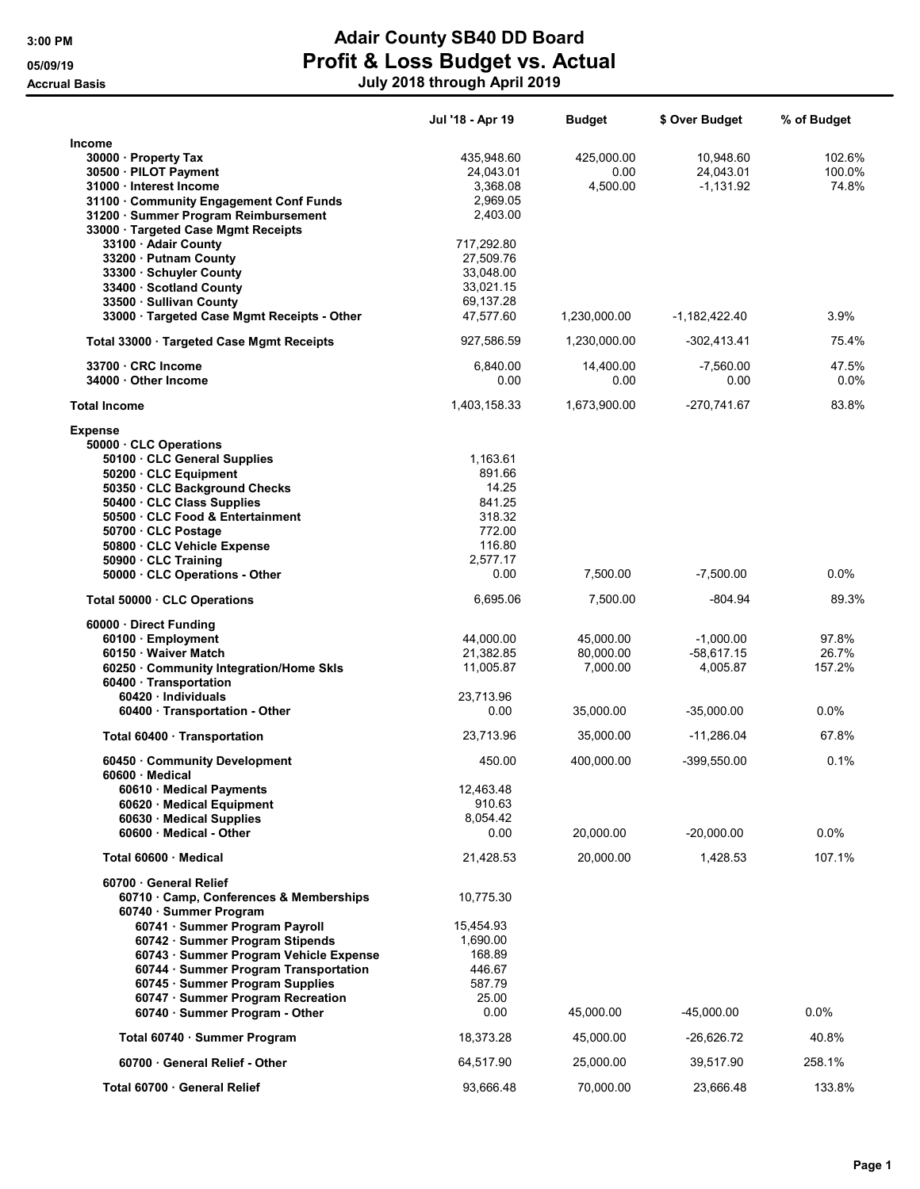# Adair County SB40 DD Board

## Profit & Loss Budget vs. Actual

### July 2018 through April 2019

3:00 PM
05/09/19
Accrual Basis

| | Jul '18 - Apr 19 | Budget | $ Over Budget | % of Budget |
|---|---|---|---|---|
| **Income** | | | | |
| 30000 · Property Tax | 435,948.60 | 425,000.00 | 10,948.60 | 102.6% |
| 30500 · PILOT Payment | 24,043.01 | 0.00 | 24,043.01 | 100.0% |
| 31000 · Interest Income | 3,368.08 | 4,500.00 | -1,131.92 | 74.8% |
| 31100 · Community Engagement Conf Funds | 2,969.05 | | | |
| 31200 · Summer Program Reimbursement | 2,403.00 | | | |
| 33000 · Targeted Case Mgmt Receipts | | | | |
| 33100 · Adair County | 717,292.80 | | | |
| 33200 · Putnam County | 27,509.76 | | | |
| 33300 · Schuyler County | 33,048.00 | | | |
| 33400 · Scotland County | 33,021.15 | | | |
| 33500 · Sullivan County | 69,137.28 | | | |
| 33000 · Targeted Case Mgmt Receipts - Other | 47,577.60 | 1,230,000.00 | -1,182,422.40 | 3.9% |
| Total 33000 · Targeted Case Mgmt Receipts | 927,586.59 | 1,230,000.00 | -302,413.41 | 75.4% |
| 33700 · CRC Income | 6,840.00 | 14,400.00 | -7,560.00 | 47.5% |
| 34000 · Other Income | 0.00 | 0.00 | 0.00 | 0.0% |
| **Total Income** | 1,403,158.33 | 1,673,900.00 | -270,741.67 | 83.8% |
| **Expense** | | | | |
| 50000 · CLC Operations | | | | |
| 50100 · CLC General Supplies | 1,163.61 | | | |
| 50200 · CLC Equipment | 891.66 | | | |
| 50350 · CLC Background Checks | 14.25 | | | |
| 50400 · CLC Class Supplies | 841.25 | | | |
| 50500 · CLC Food & Entertainment | 318.32 | | | |
| 50700 · CLC Postage | 772.00 | | | |
| 50800 · CLC Vehicle Expense | 116.80 | | | |
| 50900 · CLC Training | 2,577.17 | | | |
| 50000 · CLC Operations - Other | 0.00 | 7,500.00 | -7,500.00 | 0.0% |
| Total 50000 · CLC Operations | 6,695.06 | 7,500.00 | -804.94 | 89.3% |
| 60000 · Direct Funding | | | | |
| 60100 · Employment | 44,000.00 | 45,000.00 | -1,000.00 | 97.8% |
| 60150 · Waiver Match | 21,382.85 | 80,000.00 | -58,617.15 | 26.7% |
| 60250 · Community Integration/Home Skls | 11,005.87 | 7,000.00 | 4,005.87 | 157.2% |
| 60400 · Transportation | | | | |
| 60420 · Individuals | 23,713.96 | | | |
| 60400 · Transportation - Other | 0.00 | 35,000.00 | -35,000.00 | 0.0% |
| Total 60400 · Transportation | 23,713.96 | 35,000.00 | -11,286.04 | 67.8% |
| 60450 · Community Development | 450.00 | 400,000.00 | -399,550.00 | 0.1% |
| 60600 · Medical | | | | |
| 60610 · Medical Payments | 12,463.48 | | | |
| 60620 · Medical Equipment | 910.63 | | | |
| 60630 · Medical Supplies | 8,054.42 | | | |
| 60600 · Medical - Other | 0.00 | 20,000.00 | -20,000.00 | 0.0% |
| Total 60600 · Medical | 21,428.53 | 20,000.00 | 1,428.53 | 107.1% |
| 60700 · General Relief | | | | |
| 60710 · Camp, Conferences & Memberships | 10,775.30 | | | |
| 60740 · Summer Program | | | | |
| 60741 · Summer Program Payroll | 15,454.93 | | | |
| 60742 · Summer Program Stipends | 1,690.00 | | | |
| 60743 · Summer Program Vehicle Expense | 168.89 | | | |
| 60744 · Summer Program Transportation | 446.67 | | | |
| 60745 · Summer Program Supplies | 587.79 | | | |
| 60747 · Summer Program Recreation | 25.00 | | | |
| 60740 · Summer Program - Other | 0.00 | 45,000.00 | -45,000.00 | 0.0% |
| Total 60740 · Summer Program | 18,373.28 | 45,000.00 | -26,626.72 | 40.8% |
| 60700 · General Relief - Other | 64,517.90 | 25,000.00 | 39,517.90 | 258.1% |
| Total 60700 · General Relief | 93,666.48 | 70,000.00 | 23,666.48 | 133.8% |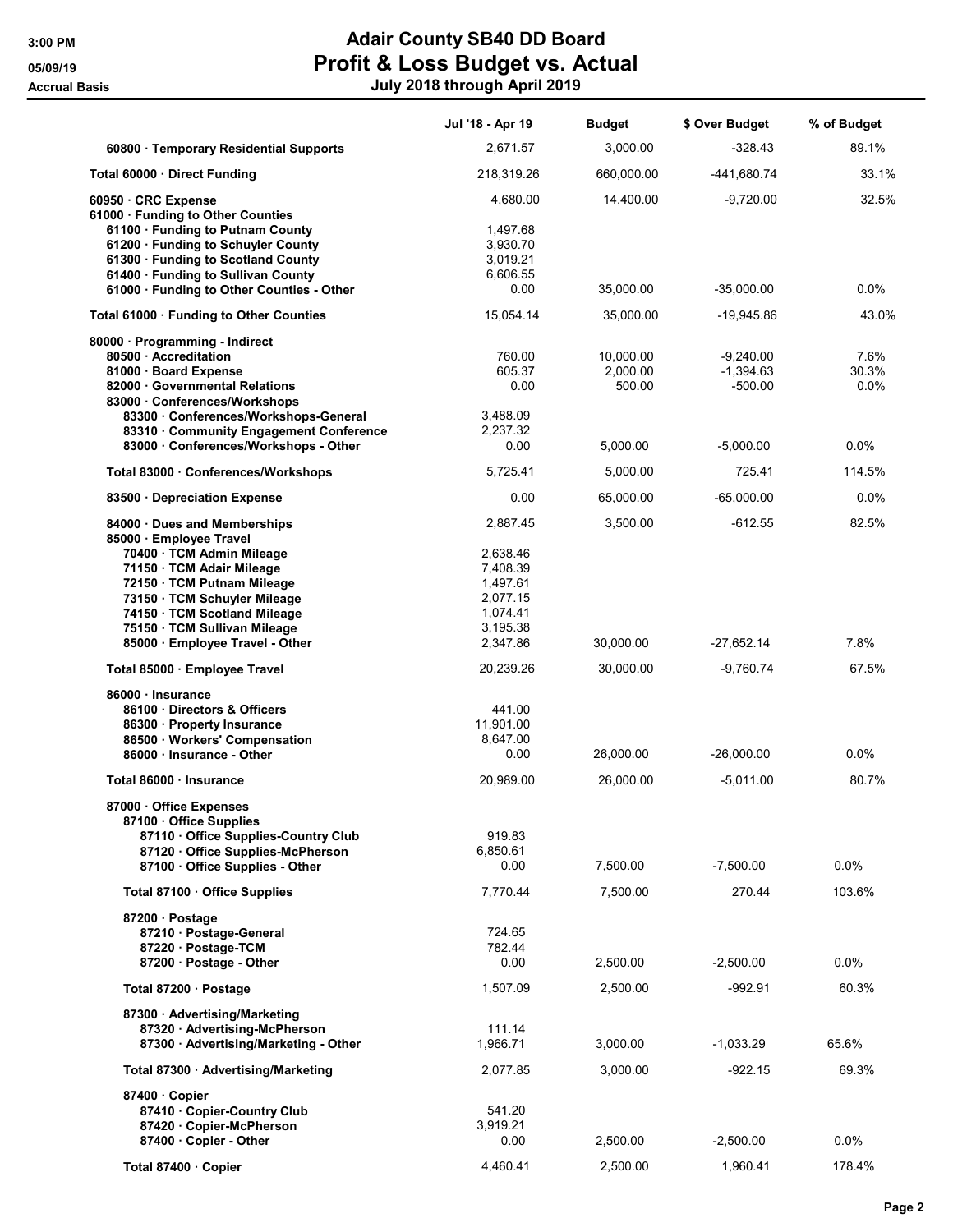# Adair County SB40 DD Board
## Profit & Loss Budget vs. Actual
### July 2018 through April 2019

3:00 PM
05/09/19
Accrual Basis

| | Jul '18 - Apr 19 | Budget | $ Over Budget | % of Budget |
|---|---|---|---|---|
| 60800 · Temporary Residential Supports | 2,671.57 | 3,000.00 | -328.43 | 89.1% |
| **Total 60000 · Direct Funding** | 218,319.26 | 660,000.00 | -441,680.74 | 33.1% |
| 60950 · CRC Expense | 4,680.00 | 14,400.00 | -9,720.00 | 32.5% |
| 61000 · Funding to Other Counties | | | | |
| 61100 · Funding to Putnam County | 1,497.68 | | | |
| 61200 · Funding to Schuyler County | 3,930.70 | | | |
| 61300 · Funding to Scotland County | 3,019.21 | | | |
| 61400 · Funding to Sullivan County | 6,606.55 | | | |
| 61000 · Funding to Other Counties - Other | 0.00 | 35,000.00 | -35,000.00 | 0.0% |
| **Total 61000 · Funding to Other Counties** | 15,054.14 | 35,000.00 | -19,945.86 | 43.0% |
| 80000 · Programming - Indirect | | | | |
| 80500 · Accreditation | 760.00 | 10,000.00 | -9,240.00 | 7.6% |
| 81000 · Board Expense | 605.37 | 2,000.00 | -1,394.63 | 30.3% |
| 82000 · Governmental Relations | 0.00 | 500.00 | -500.00 | 0.0% |
| 83000 · Conferences/Workshops | | | | |
| 83300 · Conferences/Workshops-General | 3,488.09 | | | |
| 83310 · Community Engagement Conference | 2,237.32 | | | |
| 83000 · Conferences/Workshops - Other | 0.00 | 5,000.00 | -5,000.00 | 0.0% |
| **Total 83000 · Conferences/Workshops** | 5,725.41 | 5,000.00 | 725.41 | 114.5% |
| 83500 · Depreciation Expense | 0.00 | 65,000.00 | -65,000.00 | 0.0% |
| 84000 · Dues and Memberships | 2,887.45 | 3,500.00 | -612.55 | 82.5% |
| 85000 · Employee Travel | | | | |
| 70400 · TCM Admin Mileage | 2,638.46 | | | |
| 71150 · TCM Adair Mileage | 7,408.39 | | | |
| 72150 · TCM Putnam Mileage | 1,497.61 | | | |
| 73150 · TCM Schuyler Mileage | 2,077.15 | | | |
| 74150 · TCM Scotland Mileage | 1,074.41 | | | |
| 75150 · TCM Sullivan Mileage | 3,195.38 | | | |
| 85000 · Employee Travel - Other | 2,347.86 | 30,000.00 | -27,652.14 | 7.8% |
| **Total 85000 · Employee Travel** | 20,239.26 | 30,000.00 | -9,760.74 | 67.5% |
| 86000 · Insurance | | | | |
| 86100 · Directors & Officers | 441.00 | | | |
| 86300 · Property Insurance | 11,901.00 | | | |
| 86500 · Workers' Compensation | 8,647.00 | | | |
| 86000 · Insurance - Other | 0.00 | 26,000.00 | -26,000.00 | 0.0% |
| **Total 86000 · Insurance** | 20,989.00 | 26,000.00 | -5,011.00 | 80.7% |
| 87000 · Office Expenses | | | | |
| 87100 · Office Supplies | | | | |
| 87110 · Office Supplies-Country Club | 919.83 | | | |
| 87120 · Office Supplies-McPherson | 6,850.61 | | | |
| 87100 · Office Supplies - Other | 0.00 | 7,500.00 | -7,500.00 | 0.0% |
| **Total 87100 · Office Supplies** | 7,770.44 | 7,500.00 | 270.44 | 103.6% |
| 87200 · Postage | | | | |
| 87210 · Postage-General | 724.65 | | | |
| 87220 · Postage-TCM | 782.44 | | | |
| 87200 · Postage - Other | 0.00 | 2,500.00 | -2,500.00 | 0.0% |
| **Total 87200 · Postage** | 1,507.09 | 2,500.00 | -992.91 | 60.3% |
| 87300 · Advertising/Marketing | | | | |
| 87320 · Advertising-McPherson | 111.14 | | | |
| 87300 · Advertising/Marketing - Other | 1,966.71 | 3,000.00 | -1,033.29 | 65.6% |
| **Total 87300 · Advertising/Marketing** | 2,077.85 | 3,000.00 | -922.15 | 69.3% |
| 87400 · Copier | | | | |
| 87410 · Copier-Country Club | 541.20 | | | |
| 87420 · Copier-McPherson | 3,919.21 | | | |
| 87400 · Copier - Other | 0.00 | 2,500.00 | -2,500.00 | 0.0% |
| **Total 87400 · Copier** | 4,460.41 | 2,500.00 | 1,960.41 | 178.4% |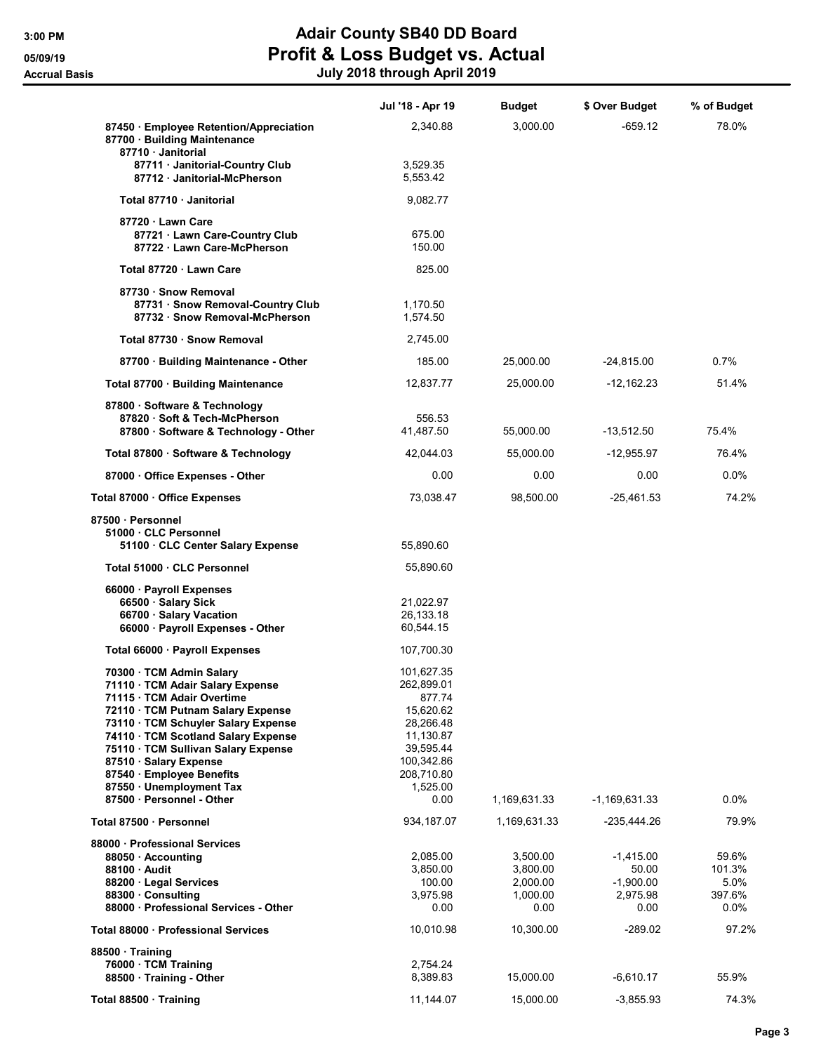# Adair County SB40 DD Board
## Profit & Loss Budget vs. Actual
### July 2018 through April 2019

Accrual Basis

| | Jul '18 - Apr 19 | Budget | $ Over Budget | % of Budget |
|---|---|---|---|---|
| 87450 · Employee Retention/Appreciation | 2,340.88 | 3,000.00 | -659.12 | 78.0% |
| 87700 · Building Maintenance | | | | |
| 87710 · Janitorial | | | | |
| 87711 · Janitorial-Country Club | 3,529.35 | | | |
| 87712 · Janitorial-McPherson | 5,553.42 | | | |
| Total 87710 · Janitorial | 9,082.77 | | | |
| 87720 · Lawn Care | | | | |
| 87721 · Lawn Care-Country Club | 675.00 | | | |
| 87722 · Lawn Care-McPherson | 150.00 | | | |
| Total 87720 · Lawn Care | 825.00 | | | |
| 87730 · Snow Removal | | | | |
| 87731 · Snow Removal-Country Club | 1,170.50 | | | |
| 87732 · Snow Removal-McPherson | 1,574.50 | | | |
| Total 87730 · Snow Removal | 2,745.00 | | | |
| 87700 · Building Maintenance - Other | 185.00 | 25,000.00 | -24,815.00 | 0.7% |
| Total 87700 · Building Maintenance | 12,837.77 | 25,000.00 | -12,162.23 | 51.4% |
| 87800 · Software & Technology | | | | |
| 87820 · Soft & Tech-McPherson | 556.53 | | | |
| 87800 · Software & Technology - Other | 41,487.50 | 55,000.00 | -13,512.50 | 75.4% |
| Total 87800 · Software & Technology | 42,044.03 | 55,000.00 | -12,955.97 | 76.4% |
| 87000 · Office Expenses - Other | 0.00 | 0.00 | 0.00 | 0.0% |
| Total 87000 · Office Expenses | 73,038.47 | 98,500.00 | -25,461.53 | 74.2% |
| 87500 · Personnel | | | | |
| 51000 · CLC Personnel | | | | |
| 51100 · CLC Center Salary Expense | 55,890.60 | | | |
| Total 51000 · CLC Personnel | 55,890.60 | | | |
| 66000 · Payroll Expenses | | | | |
| 66500 · Salary Sick | 21,022.97 | | | |
| 66700 · Salary Vacation | 26,133.18 | | | |
| 66000 · Payroll Expenses - Other | 60,544.15 | | | |
| Total 66000 · Payroll Expenses | 107,700.30 | | | |
| 70300 · TCM Admin Salary | 101,627.35 | | | |
| 71110 · TCM Adair Salary Expense | 262,899.01 | | | |
| 71115 · TCM Adair Overtime | 877.74 | | | |
| 72110 · TCM Putnam Salary Expense | 15,620.62 | | | |
| 73110 · TCM Schuyler Salary Expense | 28,266.48 | | | |
| 74110 · TCM Scotland Salary Expense | 11,130.87 | | | |
| 75110 · TCM Sullivan Salary Expense | 39,595.44 | | | |
| 87510 · Salary Expense | 100,342.86 | | | |
| 87540 · Employee Benefits | 208,710.80 | | | |
| 87550 · Unemployment Tax | 1,525.00 | | | |
| 87500 · Personnel - Other | 0.00 | 1,169,631.33 | -1,169,631.33 | 0.0% |
| Total 87500 · Personnel | 934,187.07 | 1,169,631.33 | -235,444.26 | 79.9% |
| 88000 · Professional Services | | | | |
| 88050 · Accounting | 2,085.00 | 3,500.00 | -1,415.00 | 59.6% |
| 88100 · Audit | 3,850.00 | 3,800.00 | 50.00 | 101.3% |
| 88200 · Legal Services | 100.00 | 2,000.00 | -1,900.00 | 5.0% |
| 88300 · Consulting | 3,975.98 | 1,000.00 | 2,975.98 | 397.6% |
| 88000 · Professional Services - Other | 0.00 | 0.00 | 0.00 | 0.0% |
| Total 88000 · Professional Services | 10,010.98 | 10,300.00 | -289.02 | 97.2% |
| 88500 · Training | | | | |
| 76000 · TCM Training | 2,754.24 | | | |
| 88500 · Training - Other | 8,389.83 | 15,000.00 | -6,610.17 | 55.9% |
| Total 88500 · Training | 11,144.07 | 15,000.00 | -3,855.93 | 74.3% |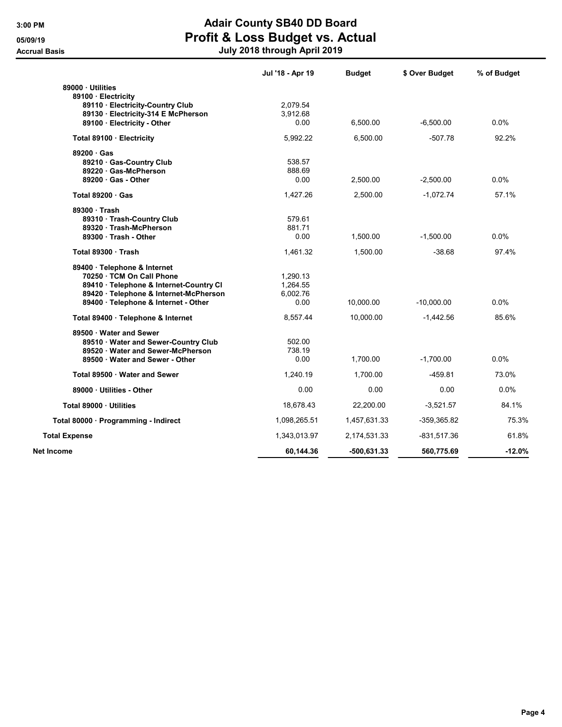# Adair County SB40 DD Board

## Profit & Loss Budget vs. Actual

### July 2018 through April 2019

3:00 PM
05/09/19
Accrual Basis

| | Jul '18 - Apr 19 | Budget | $ Over Budget | % of Budget |
|---|---|---|---|---|
| 89000 · Utilities | | | | |
| 89100 · Electricity | | | | |
| 89110 · Electricity-Country Club | 2,079.54 | | | |
| 89130 · Electricity-314 E McPherson | 3,912.68 | | | |
| 89100 · Electricity - Other | 0.00 | 6,500.00 | -6,500.00 | 0.0% |
| Total 89100 · Electricity | 5,992.22 | 6,500.00 | -507.78 | 92.2% |
| 89200 · Gas | | | | |
| 89210 · Gas-Country Club | 538.57 | | | |
| 89220 · Gas-McPherson | 888.69 | | | |
| 89200 · Gas - Other | 0.00 | 2,500.00 | -2,500.00 | 0.0% |
| Total 89200 · Gas | 1,427.26 | 2,500.00 | -1,072.74 | 57.1% |
| 89300 · Trash | | | | |
| 89310 · Trash-Country Club | 579.61 | | | |
| 89320 · Trash-McPherson | 881.71 | | | |
| 89300 · Trash - Other | 0.00 | 1,500.00 | -1,500.00 | 0.0% |
| Total 89300 · Trash | 1,461.32 | 1,500.00 | -38.68 | 97.4% |
| 89400 · Telephone & Internet | | | | |
| 70250 · TCM On Call Phone | 1,290.13 | | | |
| 89410 · Telephone & Internet-Country Cl | 1,264.55 | | | |
| 89420 · Telephone & Internet-McPherson | 6,002.76 | | | |
| 89400 · Telephone & Internet - Other | 0.00 | 10,000.00 | -10,000.00 | 0.0% |
| Total 89400 · Telephone & Internet | 8,557.44 | 10,000.00 | -1,442.56 | 85.6% |
| 89500 · Water and Sewer | | | | |
| 89510 · Water and Sewer-Country Club | 502.00 | | | |
| 89520 · Water and Sewer-McPherson | 738.19 | | | |
| 89500 · Water and Sewer - Other | 0.00 | 1,700.00 | -1,700.00 | 0.0% |
| Total 89500 · Water and Sewer | 1,240.19 | 1,700.00 | -459.81 | 73.0% |
| 89000 · Utilities - Other | 0.00 | 0.00 | 0.00 | 0.0% |
| Total 89000 · Utilities | 18,678.43 | 22,200.00 | -3,521.57 | 84.1% |
| Total 80000 · Programming - Indirect | 1,098,265.51 | 1,457,631.33 | -359,365.82 | 75.3% |
| Total Expense | 1,343,013.97 | 2,174,531.33 | -831,517.36 | 61.8% |
| **Net Income** | **60,144.36** | **-500,631.33** | **560,775.69** | **-12.0%** |